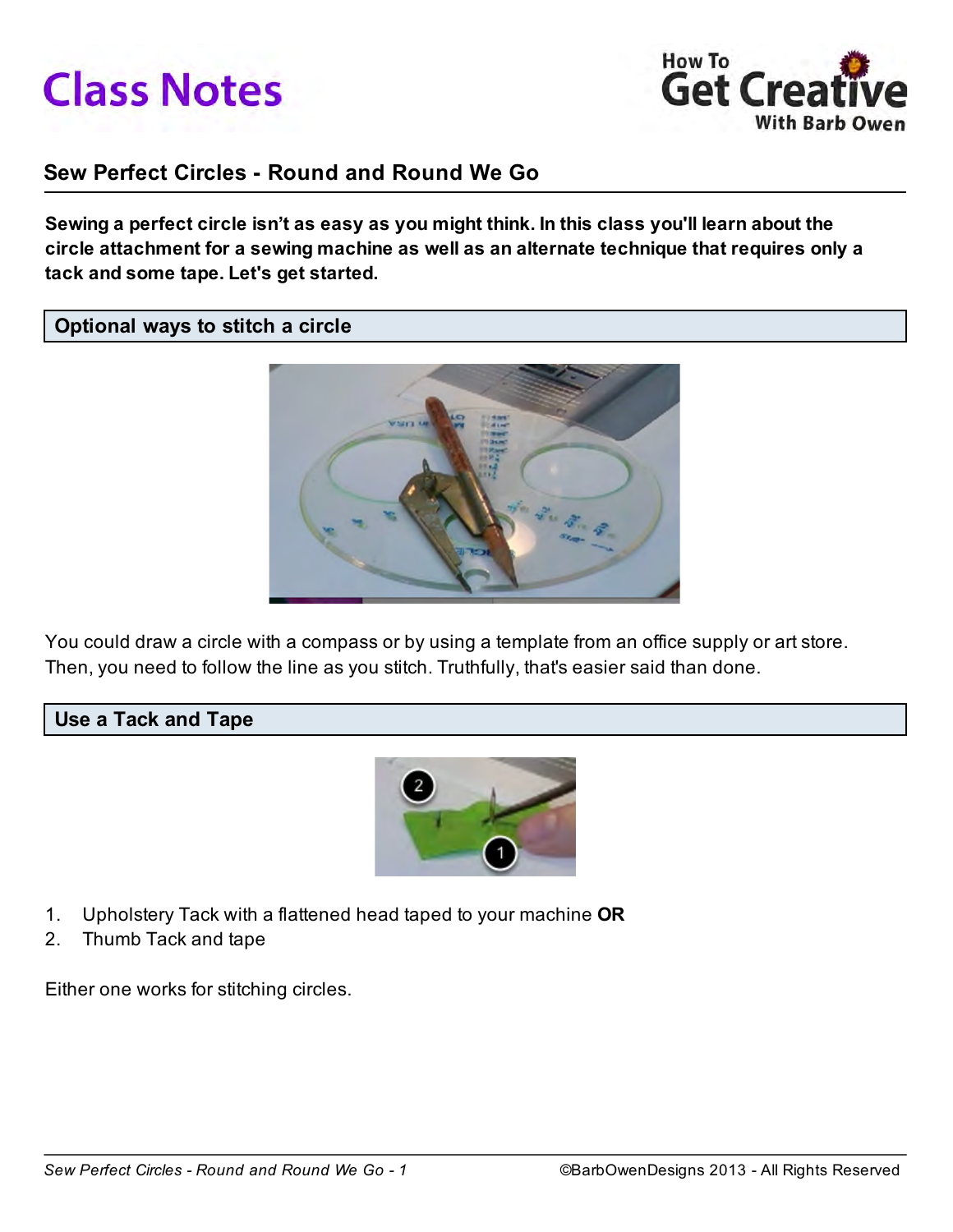# Class Notes

How To Get Creative With Barb Owen

## Sew Perfect Circles - Round and Round We Go

**Sewing a perfect circle isn't as easy as you might think. In this class you'll learn about the circle attachment for a sewing machine as well as an alternate technique that requires only a tack and some tape. Let's get started.**

### Optional ways to stitch a circle

You could draw a circle with a compass or by using a template from an office supply or art store. Then, you need to follow the line as you stitch. Truthfully, that's easier said than done.

### Use a Tack and Tape

1. Upholstery Tack with a flattened head taped to your machine **OR**
2. Thumb Tack and tape

Either one works for stitching circles.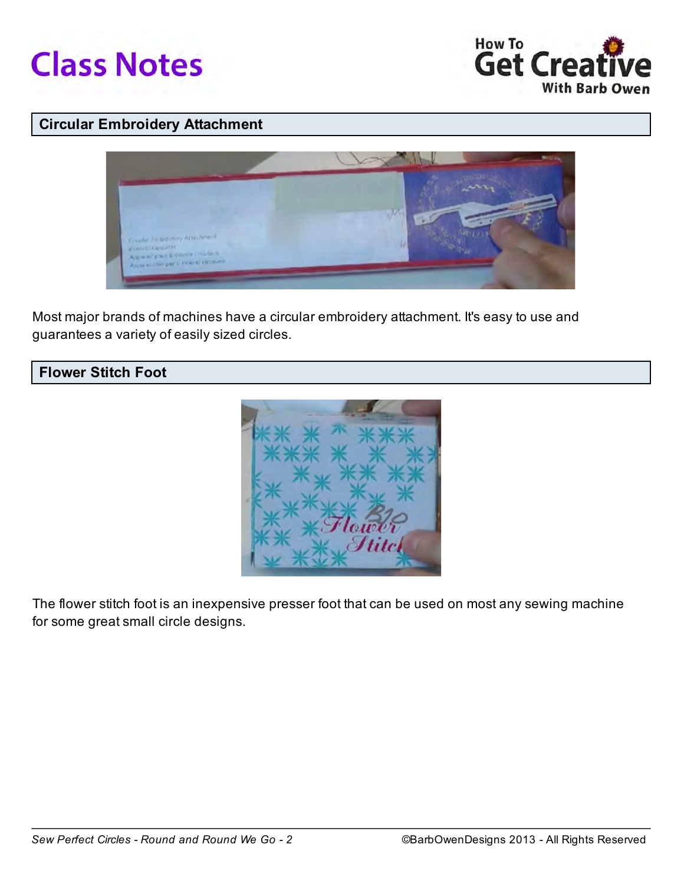## Circular Embroidery Attachment

Most major brands of machines have a circular embroidery attachment. It's easy to use and guarantees a variety of easily sized circles.

## Flower Stitch Foot

The flower stitch foot is an inexpensive presser foot that can be used on most any sewing machine for some great small circle designs.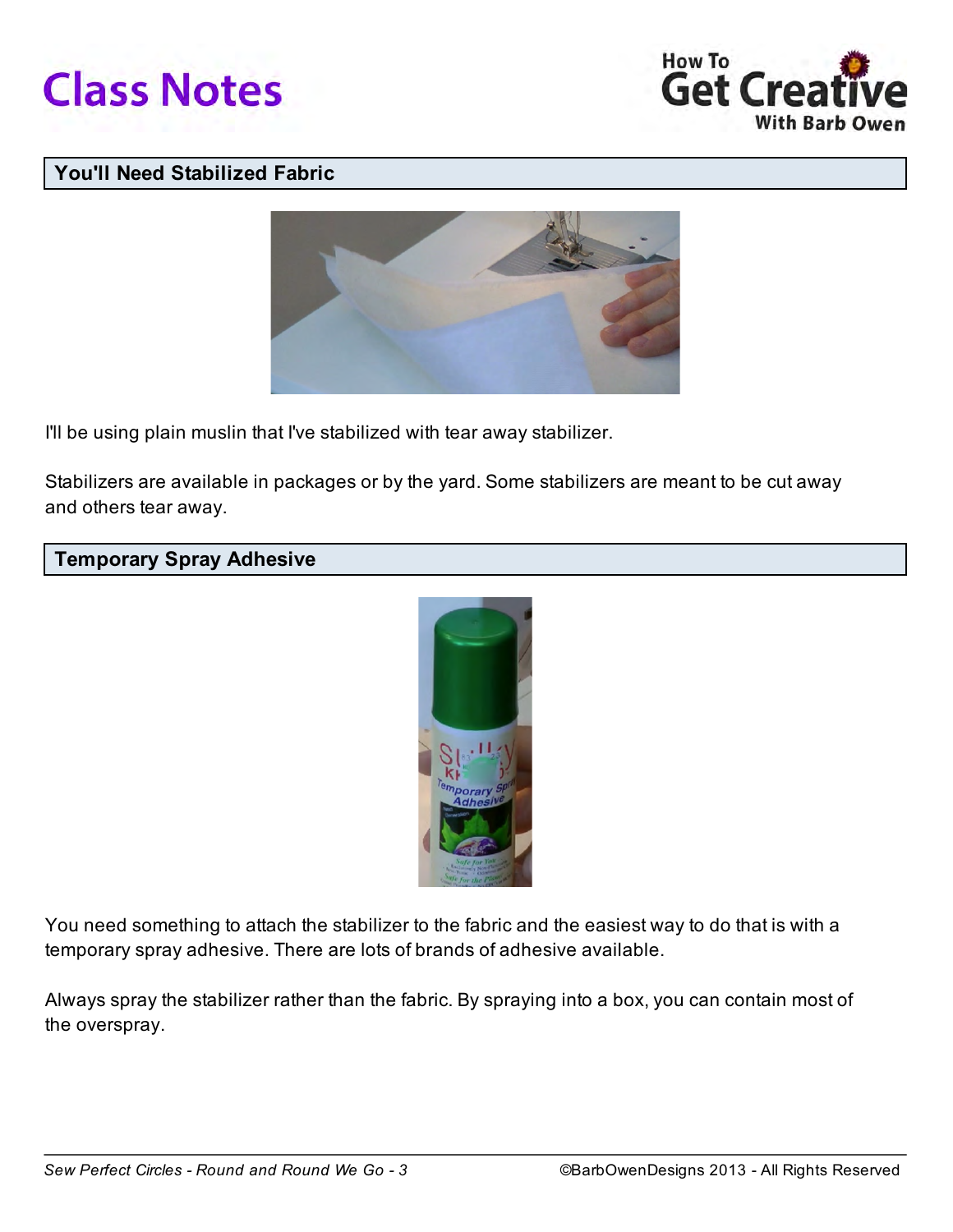## You'll Need Stabilized Fabric

I'll be using plain muslin that I've stabilized with tear away stabilizer.

Stabilizers are available in packages or by the yard. Some stabilizers are meant to be cut away and others tear away.

## Temporary Spray Adhesive

You need something to attach the stabilizer to the fabric and the easiest way to do that is with a temporary spray adhesive. There are lots of brands of adhesive available.

Always spray the stabilizer rather than the fabric. By spraying into a box, you can contain most of the overspray.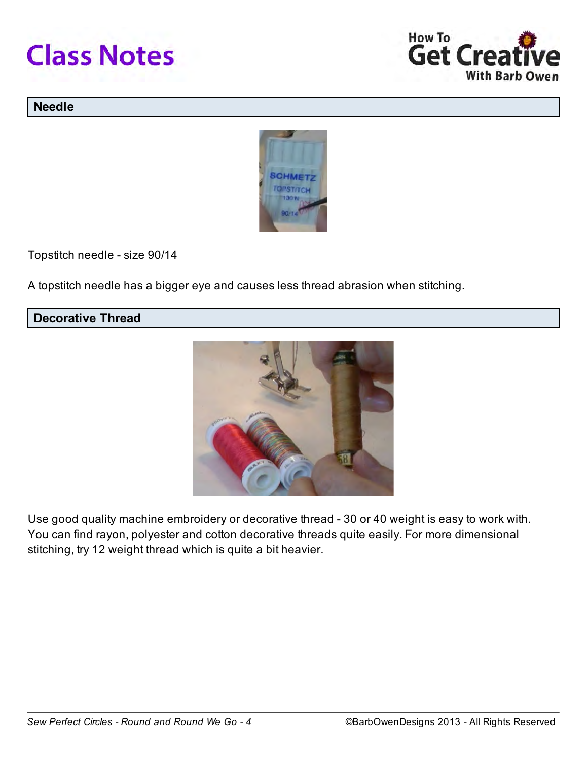## Needle

Topstitch needle - size 90/14

A topstitch needle has a bigger eye and causes less thread abrasion when stitching.

## Decorative Thread

Use good quality machine embroidery or decorative thread - 30 or 40 weight is easy to work with. You can find rayon, polyester and cotton decorative threads quite easily. For more dimensional stitching, try 12 weight thread which is quite a bit heavier.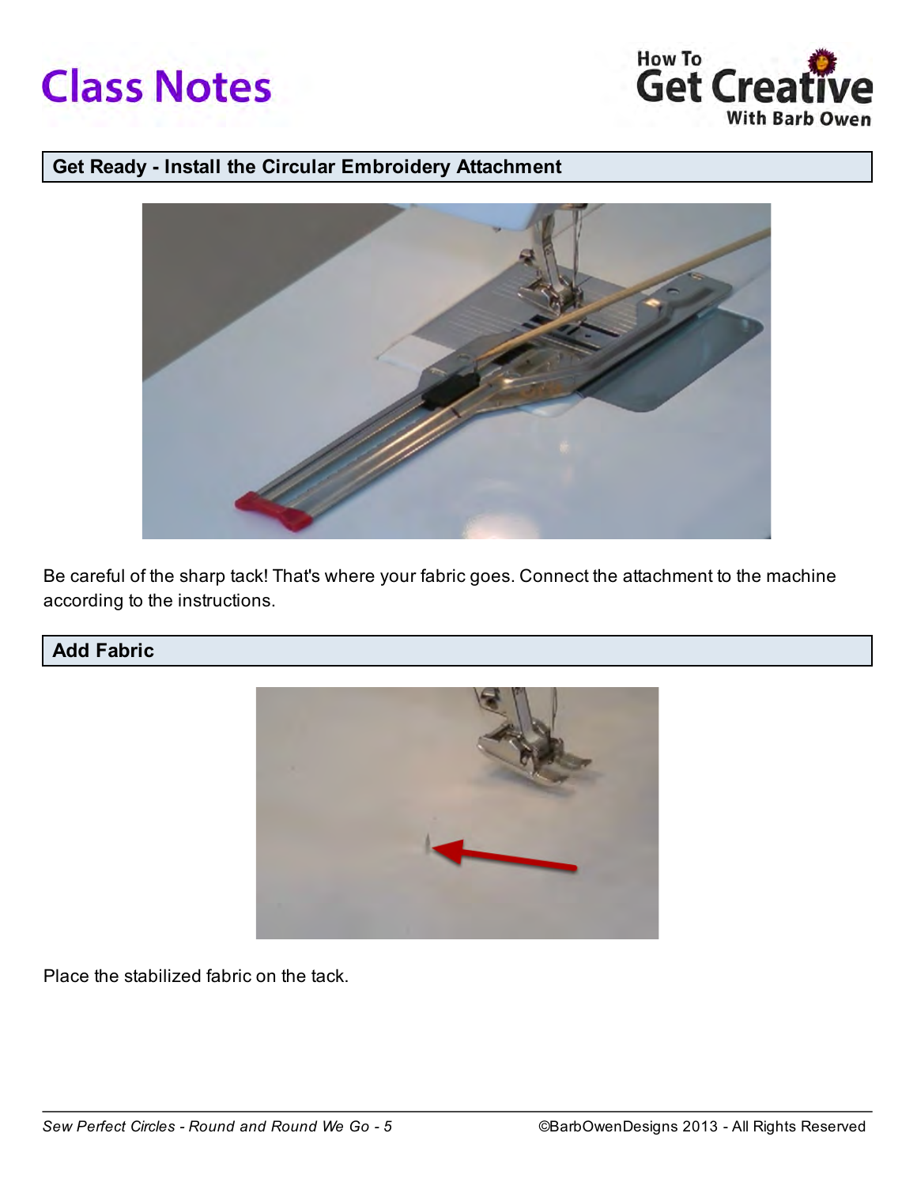## Get Ready - Install the Circular Embroidery Attachment

Be careful of the sharp tack! That's where your fabric goes. Connect the attachment to the machine according to the instructions.

## Add Fabric

Place the stabilized fabric on the tack.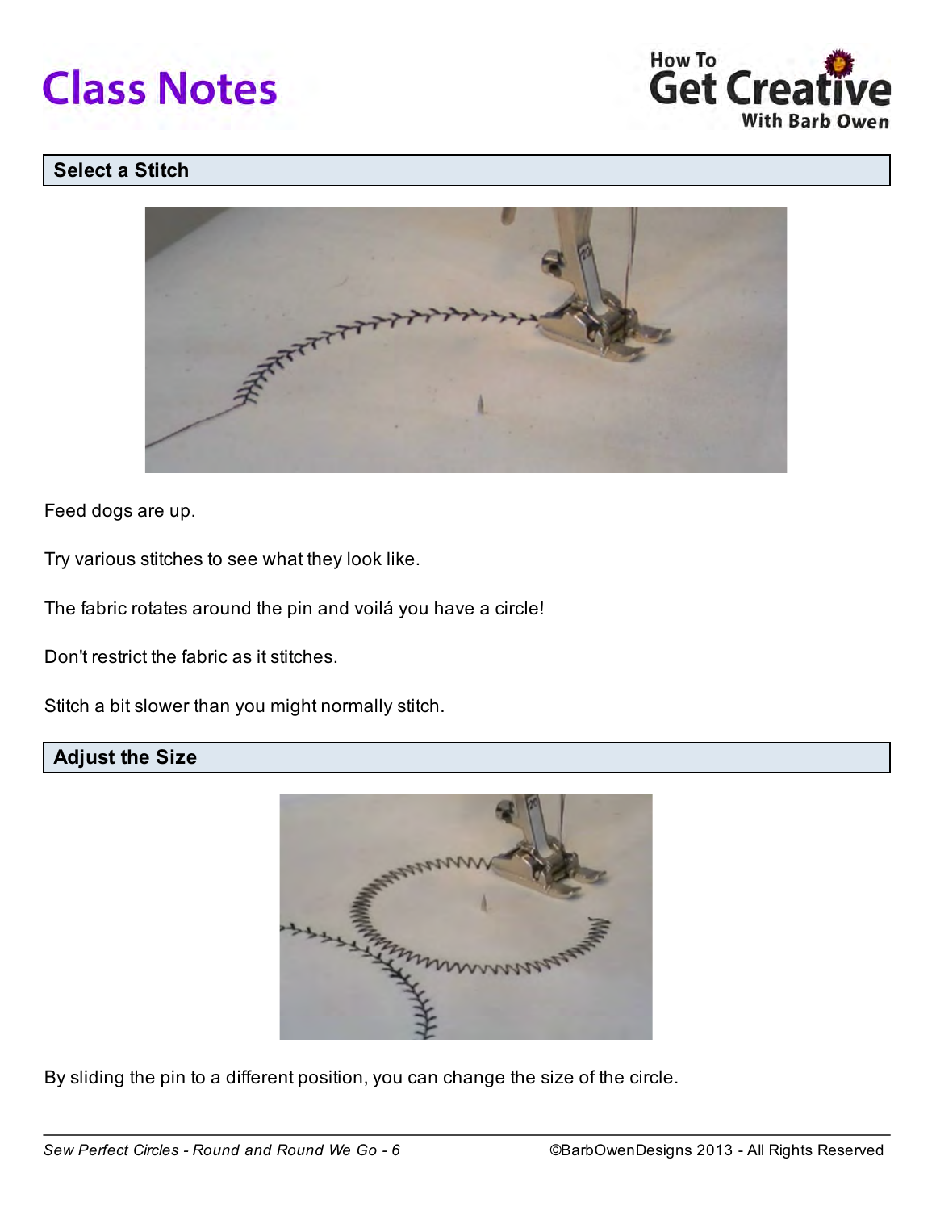## Select a Stitch

Feed dogs are up.

Try various stitches to see what they look like.

The fabric rotates around the pin and voilá you have a circle!

Don't restrict the fabric as it stitches.

Stitch a bit slower than you might normally stitch.

## Adjust the Size

By sliding the pin to a different position, you can change the size of the circle.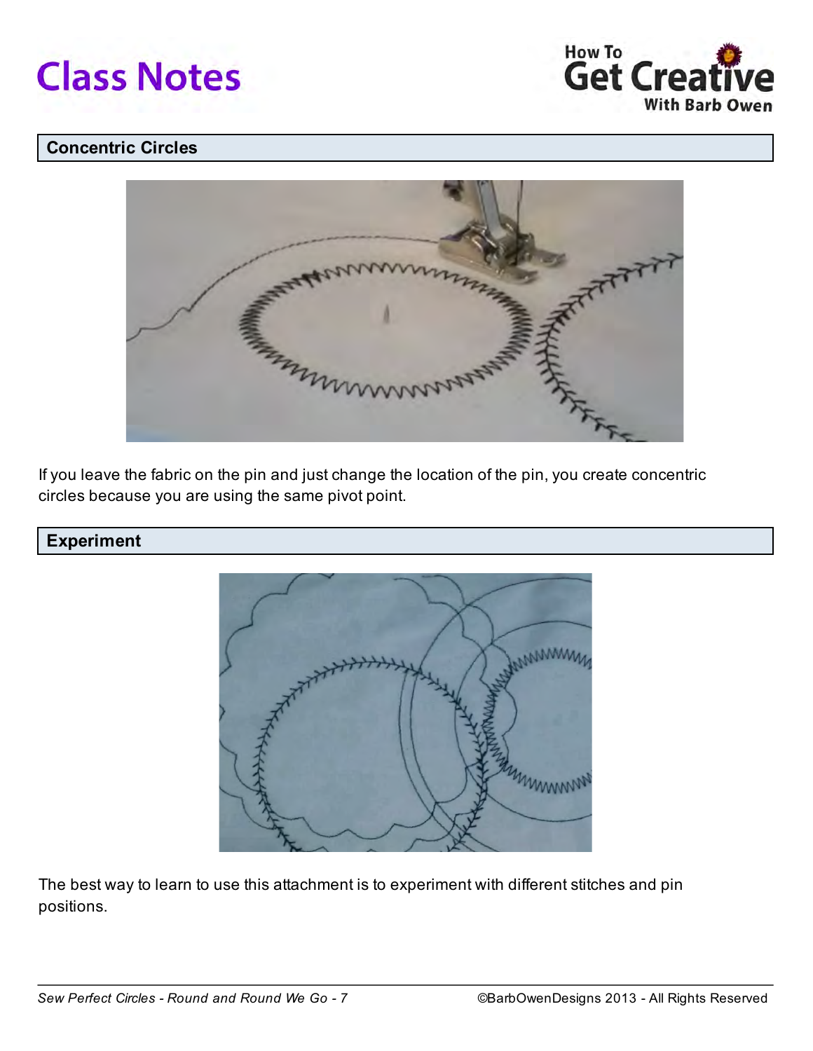## Concentric Circles

If you leave the fabric on the pin and just change the location of the pin, you create concentric circles because you are using the same pivot point.

## Experiment

The best way to learn to use this attachment is to experiment with different stitches and pin positions.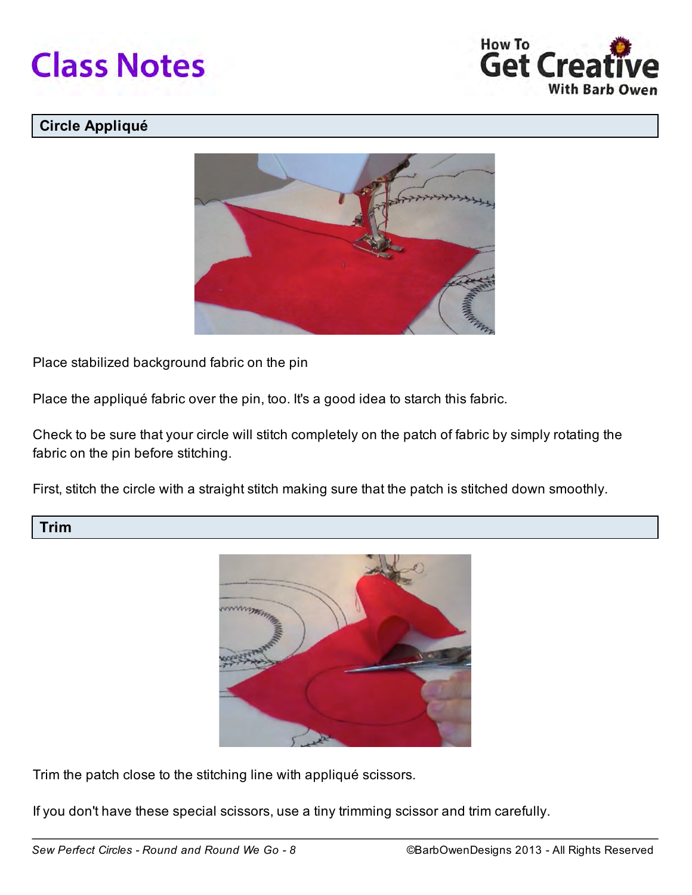## Circle Appliqué

Place stabilized background fabric on the pin

Place the appliqué fabric over the pin, too. It's a good idea to starch this fabric.

Check to be sure that your circle will stitch completely on the patch of fabric by simply rotating the fabric on the pin before stitching.

First, stitch the circle with a straight stitch making sure that the patch is stitched down smoothly.

## Trim

Trim the patch close to the stitching line with appliqué scissors.

If you don't have these special scissors, use a tiny trimming scissor and trim carefully.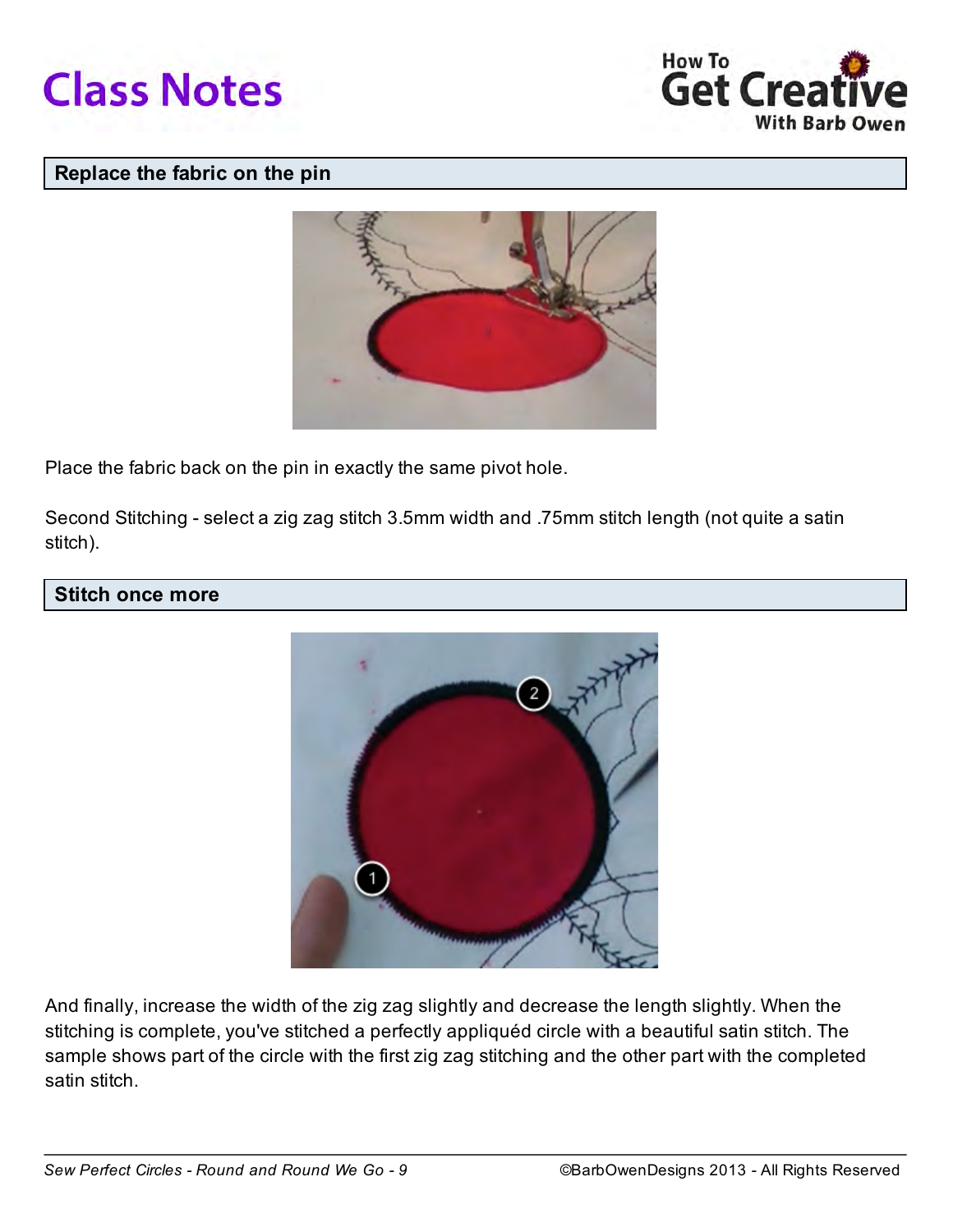## Replace the fabric on the pin

Place the fabric back on the pin in exactly the same pivot hole.

Second Stitching - select a zig zag stitch 3.5mm width and .75mm stitch length (not quite a satin stitch).

## Stitch once more

And finally, increase the width of the zig zag slightly and decrease the length slightly. When the stitching is complete, you've stitched a perfectly appliquéd circle with a beautiful satin stitch. The sample shows part of the circle with the first zig zag stitching and the other part with the completed satin stitch.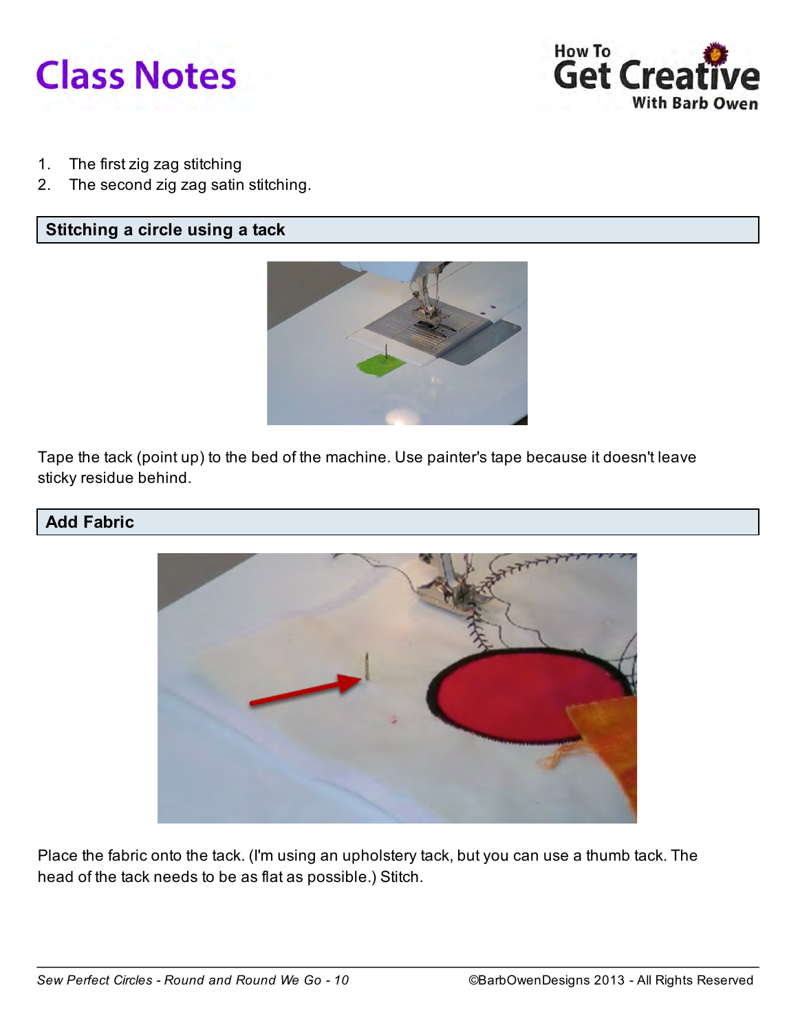1. The first zig zag stitching
2. The second zig zag satin stitching.

## Stitching a circle using a tack

Tape the tack (point up) to the bed of the machine. Use painter's tape because it doesn't leave sticky residue behind.

## Add Fabric

Place the fabric onto the tack. (I'm using an upholstery tack, but you can use a thumb tack. The head of the tack needs to be as flat as possible.) Stitch.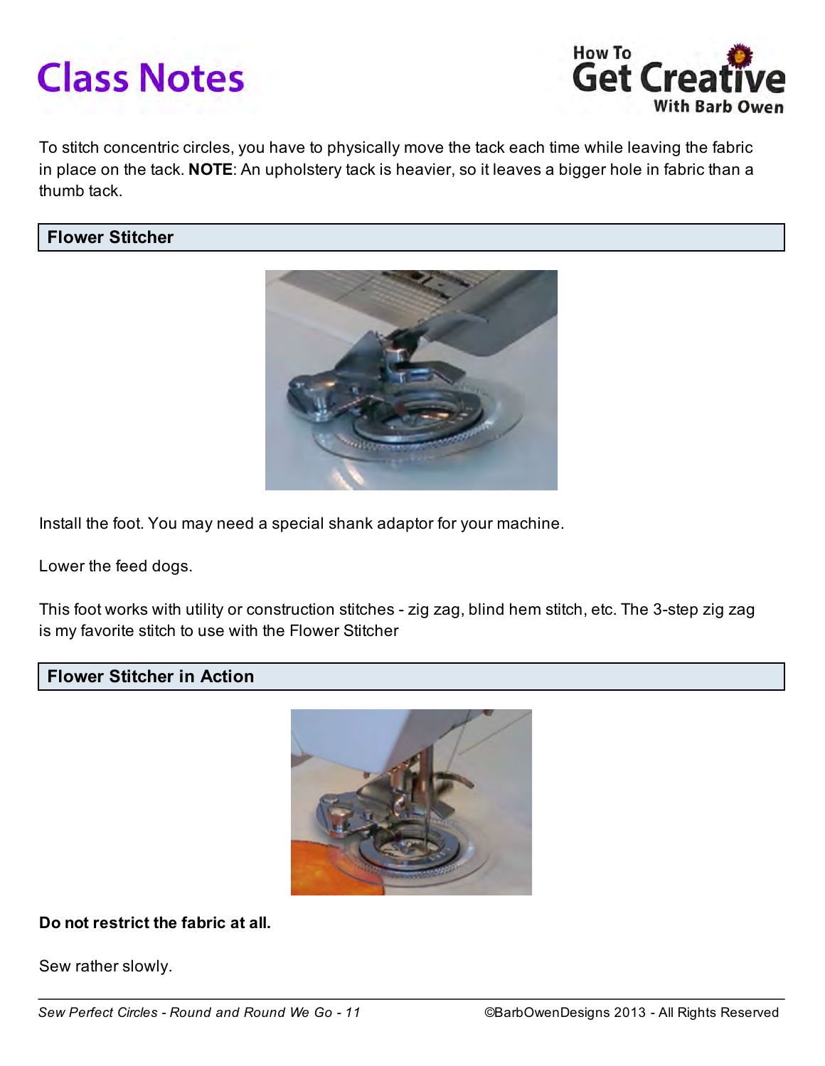To stitch concentric circles, you have to physically move the tack each time while leaving the fabric in place on the tack. **NOTE**: An upholstery tack is heavier, so it leaves a bigger hole in fabric than a thumb tack.

## Flower Stitcher

Install the foot. You may need a special shank adaptor for your machine.

Lower the feed dogs.

This foot works with utility or construction stitches - zig zag, blind hem stitch, etc. The 3-step zig zag is my favorite stitch to use with the Flower Stitcher

## Flower Stitcher in Action

**Do not restrict the fabric at all.**

Sew rather slowly.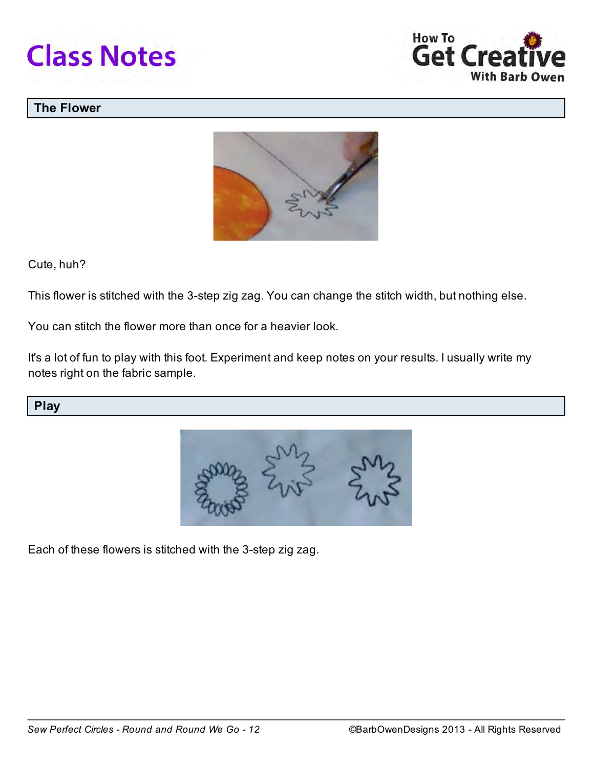## The Flower

Cute, huh?

This flower is stitched with the 3-step zig zag. You can change the stitch width, but nothing else.

You can stitch the flower more than once for a heavier look.

It's a lot of fun to play with this foot. Experiment and keep notes on your results. I usually write my notes right on the fabric sample.

## Play

Each of these flowers is stitched with the 3-step zig zag.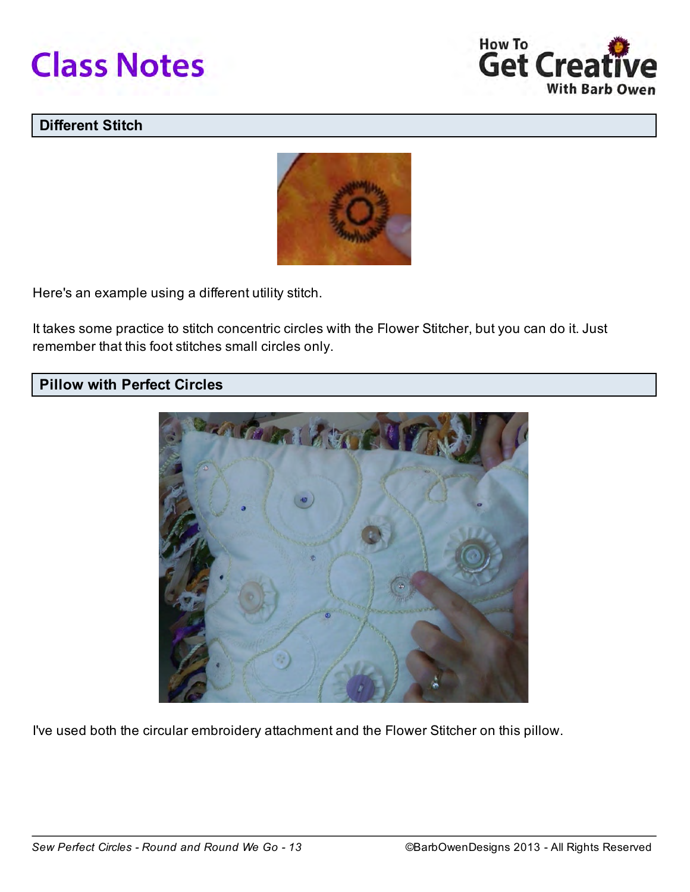## Different Stitch

Here's an example using a different utility stitch.

It takes some practice to stitch concentric circles with the Flower Stitcher, but you can do it. Just remember that this foot stitches small circles only.

## Pillow with Perfect Circles

I've used both the circular embroidery attachment and the Flower Stitcher on this pillow.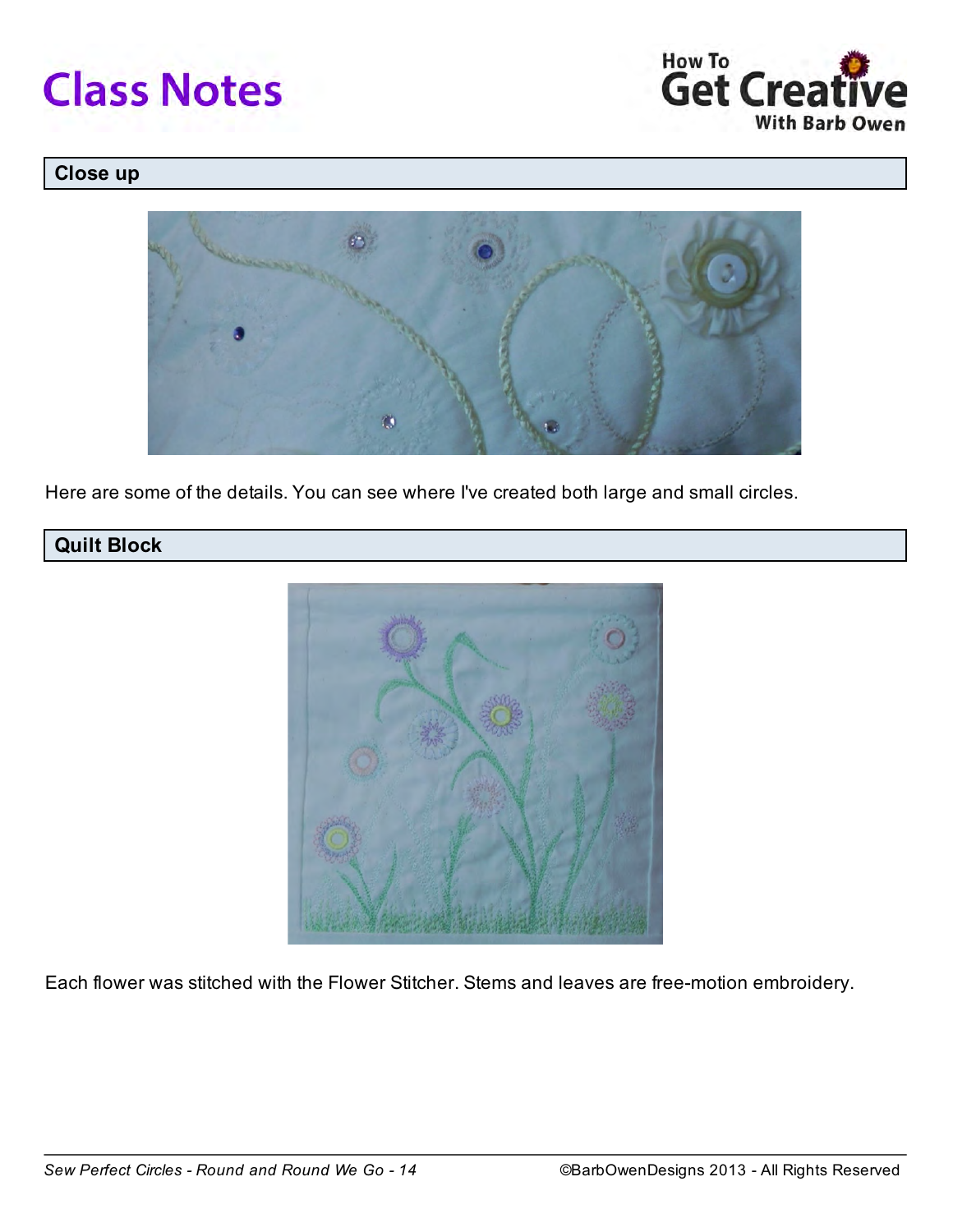## Close up

Here are some of the details. You can see where I've created both large and small circles.

## Quilt Block

Each flower was stitched with the Flower Stitcher. Stems and leaves are free-motion embroidery.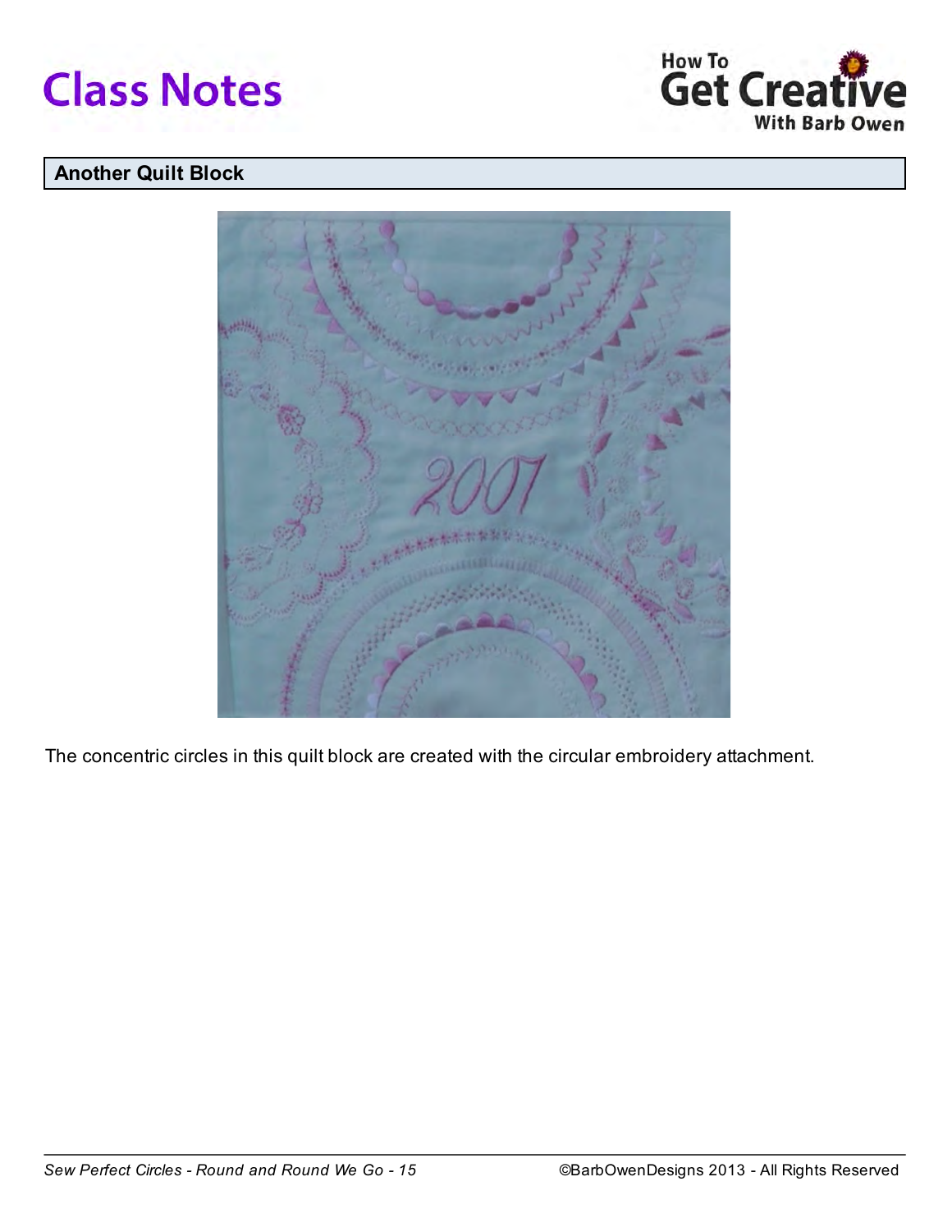## Another Quilt Block

The concentric circles in this quilt block are created with the circular embroidery attachment.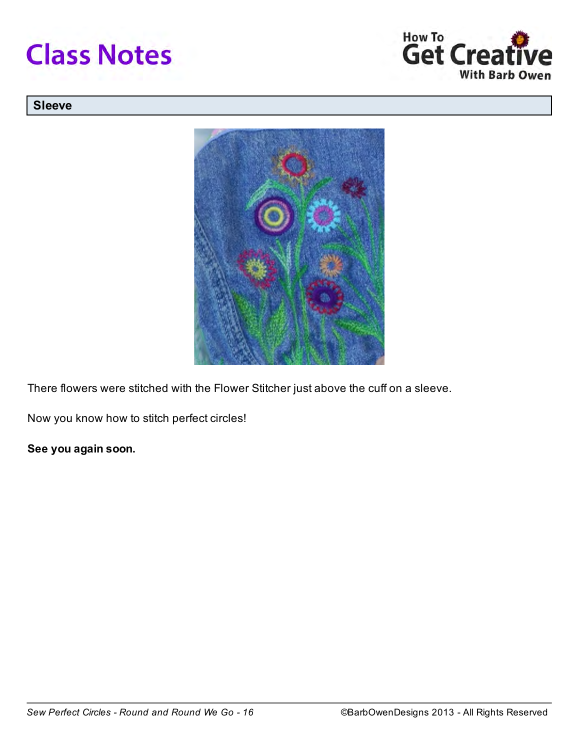## Sleeve

There flowers were stitched with the Flower Stitcher just above the cuff on a sleeve.

Now you know how to stitch perfect circles!

**See you again soon.**